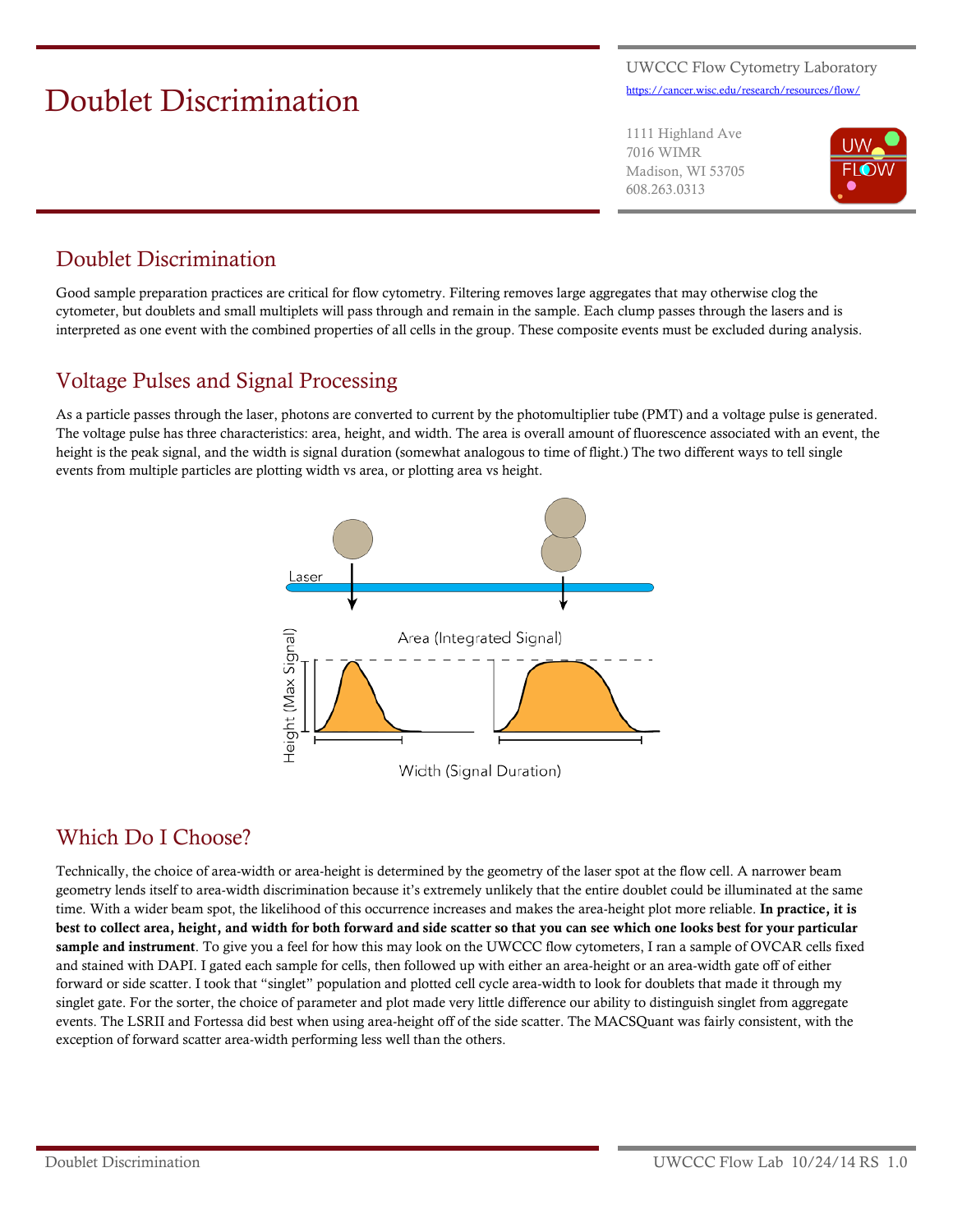# Doublet Discrimination

UWCCC Flow Cytometry Laboratory
https://cancer.wisc.edu/research/resources/flow/

1111 Highland Ave
7016 WIMR
Madison, WI 53705
608.263.0313

## Doublet Discrimination

Good sample preparation practices are critical for flow cytometry. Filtering removes large aggregates that may otherwise clog the cytometer, but doublets and small multiplets will pass through and remain in the sample. Each clump passes through the lasers and is interpreted as one event with the combined properties of all cells in the group. These composite events must be excluded during analysis.

## Voltage Pulses and Signal Processing

As a particle passes through the laser, photons are converted to current by the photomultiplier tube (PMT) and a voltage pulse is generated. The voltage pulse has three characteristics: area, height, and width. The area is overall amount of fluorescence associated with an event, the height is the peak signal, and the width is signal duration (somewhat analogous to time of flight.) The two different ways to tell single events from multiple particles are plotting width vs area, or plotting area vs height.

Laser

Area (Integrated Signal)

Height (Max Signal)

Width (Signal Duration)

## Which Do I Choose?

Technically, the choice of area-width or area-height is determined by the geometry of the laser spot at the flow cell. A narrower beam geometry lends itself to area-width discrimination because it's extremely unlikely that the entire doublet could be illuminated at the same time. With a wider beam spot, the likelihood of this occurrence increases and makes the area-height plot more reliable. **In practice, it is best to collect area, height, and width for both forward and side scatter so that you can see which one looks best for your particular sample and instrument**. To give you a feel for how this may look on the UWCCC flow cytometers, I ran a sample of OVCAR cells fixed and stained with DAPI. I gated each sample for cells, then followed up with either an area-height or an area-width gate off of either forward or side scatter. I took that "singlet" population and plotted cell cycle area-width to look for doublets that made it through my singlet gate. For the sorter, the choice of parameter and plot made very little difference our ability to distinguish singlet from aggregate events. The LSRII and Fortessa did best when using area-height off of the side scatter. The MACSQuant was fairly consistent, with the exception of forward scatter area-width performing less well than the others.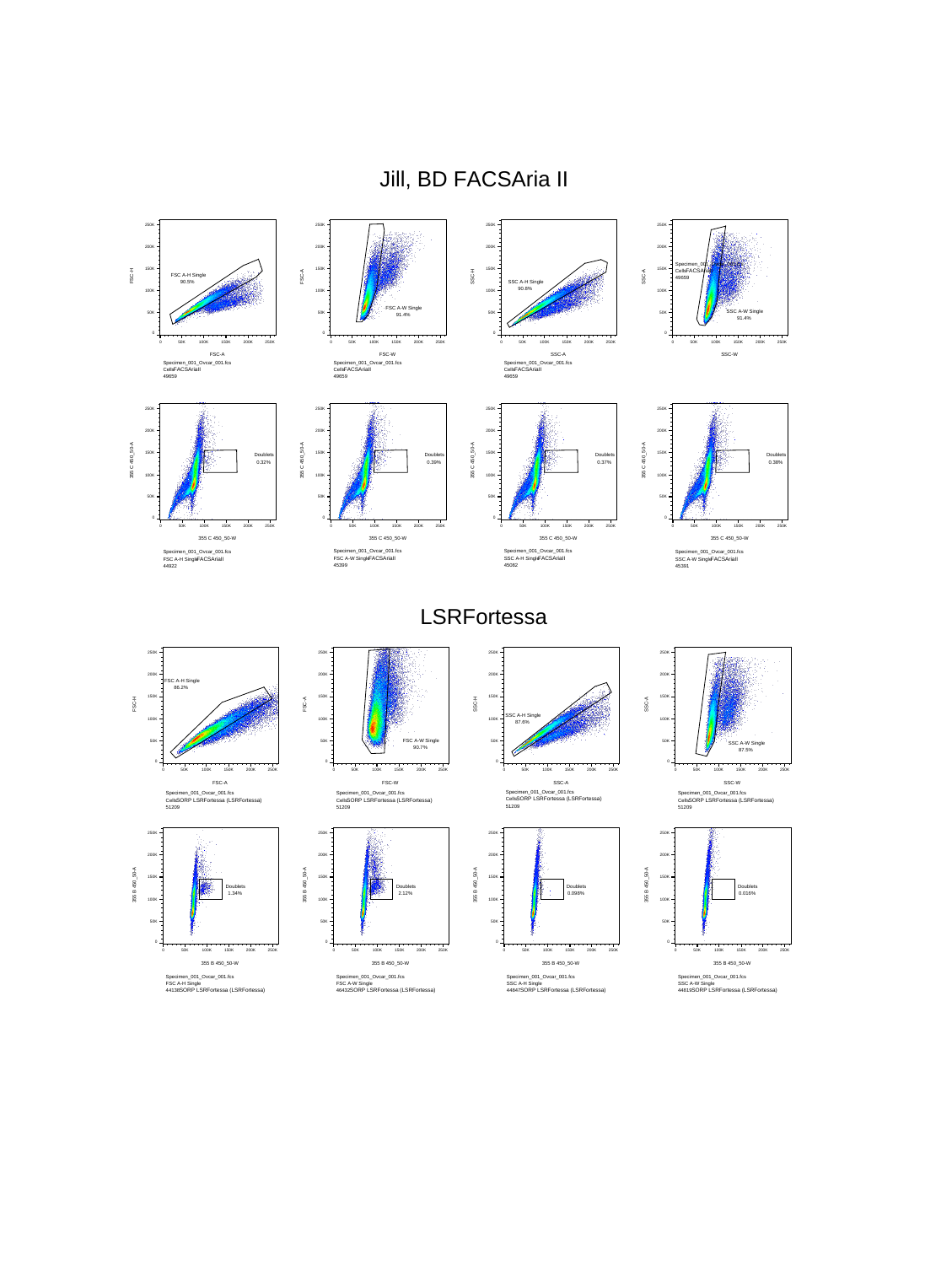# Jill, BD FACSAria II

# LSRFortessa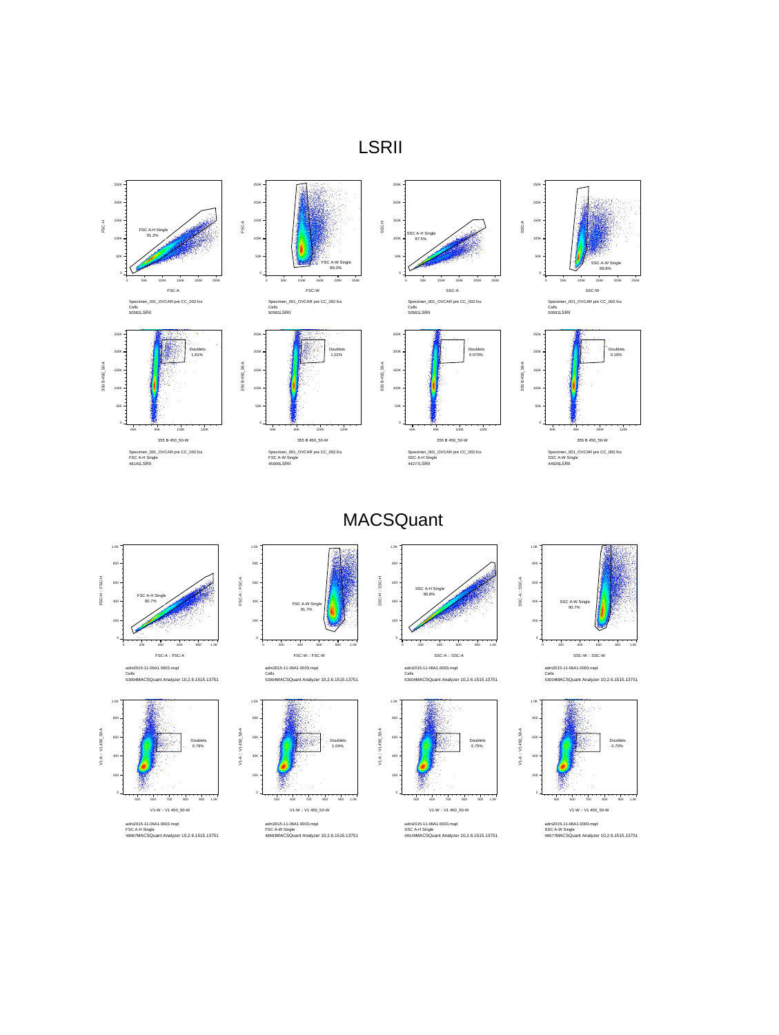# LSRII

FSC A-H Single
91.2%

FSC-H

FSC-A

Specimen_001_OVCAR pre CC_002.fcs
Cells
50581LSRII

FSC-A

FSC A-W Single
89.0%

FSC-W

Specimen_001_OVCAR pre CC_002.fcs
Cells
50581LSRII

SSC A-H Single
87.5%

SSC-H

SSC-A

Specimen_001_OVCAR pre CC_002.fcs
Cells
50581LSRII

SSC-A

SSC A-W Single
88.8%

SSC-W

Specimen_001_OVCAR pre CC_002.fcs
Cells
50581LSRII

Doublets
1.81%

355 B 450_50-A

355 B 450_50-W

Specimen_001_OVCAR pre CC_002.fcs
FSC A-H Single
46141LSRII

Doublets
1.02%

355 B 450_50-A

355 B 450_50-W

Specimen_001_OVCAR pre CC_002.fcs
FSC A-W Single
45006LSRII

Doublets
0.079%

355 B 450_50-A

355 B 450_50-W

Specimen_001_OVCAR pre CC_002.fcs
SSC A-H Single
44277LSRII

Doublets
0.18%

355 B 450_50-A

355 B 450_50-W

Specimen_001_OVCAR pre CC_002.fcs
SSC A-W Single
44926LSRII

# MACSQuant

FSC A-H Single
90.7%

FSC-H :: FSC-H

FSC-A :: FSC-A

adm2015-11-06A1.0003.mqd
Cells
53004MACSQuant Analyzer 10,2.6.1515.13751

FSC-A :: FSC-A

FSC A-W Single
91.7%

FSC-W :: FSC-W

adm2015-11-06A1.0003.mqd
Cells
53004MACSQuant Analyzer 10,2.6.1515.13751

SSC A-H Single
90.8%

SSC-H :: SSC-H

SSC-A :: SSC-A

adm2015-11-06A1.0003.mqd
Cells
53004MACSQuant Analyzer 10,2.6.1515.13751

SSC-A :: SSC-A

SSC A-W Single
90.7%

SSC-W :: SSC-W

adm2015-11-06A1.0003.mqd
Cells
53004MACSQuant Analyzer 10,2.6.1515.13751

Doublets
0.79%

V1-A :: V1 450_50-A

V1-W :: V1 450_50-W

adm2015-11-06A1.0003.mqd
FSC A-H Single
48067MACSQuant Analyzer 10,2.6.1515.13751

Doublets
1.04%

V1-A :: V1 450_50-A

V1-W :: V1 450_50-W

adm2015-11-06A1.0003.mqd
FSC A-W Single
48583MACSQuant Analyzer 10,2.6.1515.13751

Doublets
0.75%

V1-A :: V1 450_50-A

V1-W :: V1 450_50-W

adm2015-11-06A1.0003.mqd
SSC A-H Single
48149MACSQuant Analyzer 10,2.6.1515.13751

Doublets
0.70%

V1-A :: V1 450_50-A

V1-W :: V1 450_50-W

adm2015-11-06A1.0003.mqd
SSC A-W Single
48077MACSQuant Analyzer 10,2.6.1515.13751